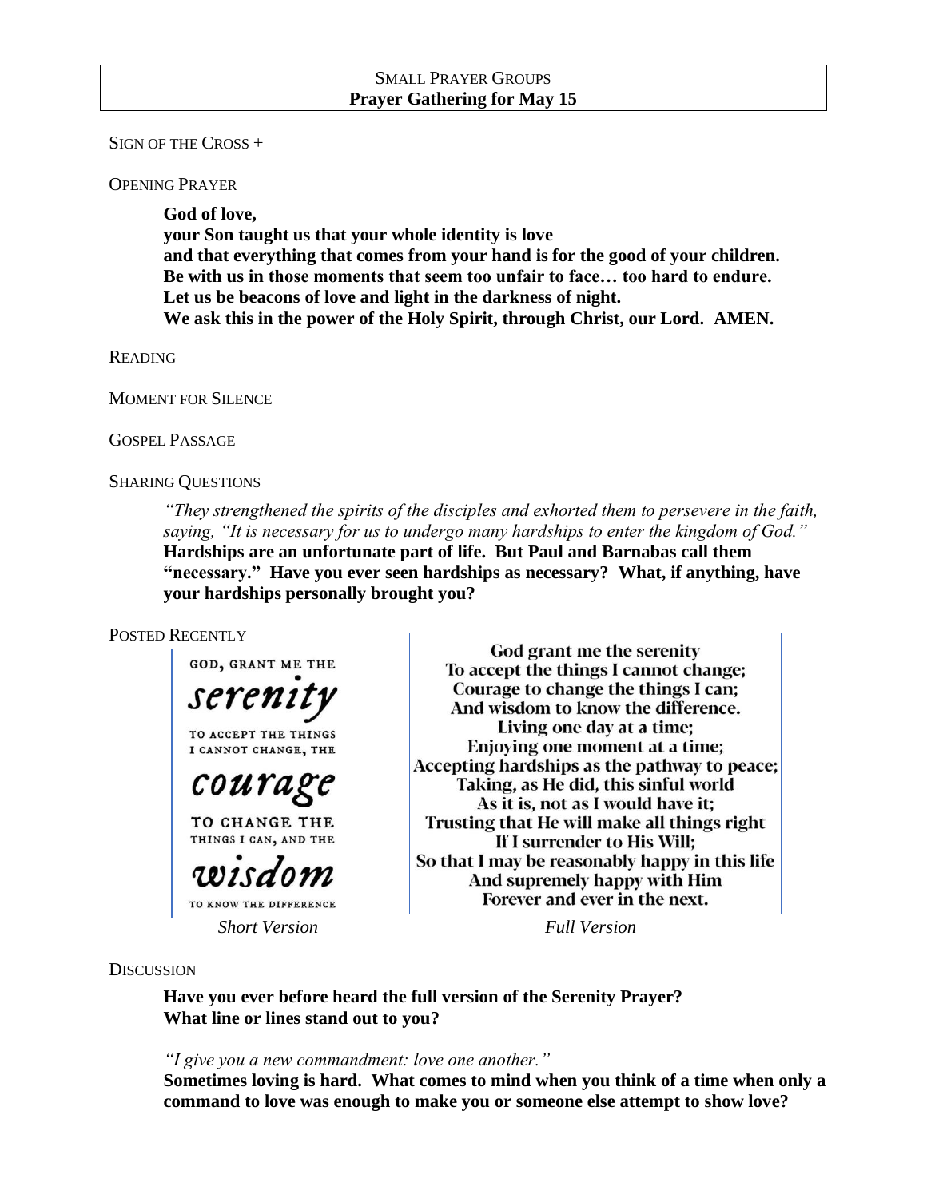## SMALL PRAYER GROUPS
## Prayer Gathering for May 15

SIGN OF THE CROSS +

OPENING PRAYER

> **God of love,**
> **your Son taught us that your whole identity is love**
> **and that everything that comes from your hand is for the good of your children.**
> **Be with us in those moments that seem too unfair to face… too hard to endure.**
> **Let us be beacons of love and light in the darkness of night.**
> **We ask this in the power of the Holy Spirit, through Christ, our Lord. AMEN.**

READING

MOMENT FOR SILENCE

GOSPEL PASSAGE

SHARING QUESTIONS

> *"They strengthened the spirits of the disciples and exhorted them to persevere in the faith, saying, "It is necessary for us to undergo many hardships to enter the kingdom of God."*
> **Hardships are an unfortunate part of life. But Paul and Barnabas call them "necessary." Have you ever seen hardships as necessary? What, if anything, have your hardships personally brought you?**

POSTED RECENTLY

GOD, GRANT ME THE *serenity* TO ACCEPT THE THINGS I CANNOT CHANGE, THE *courage* TO CHANGE THE THINGS I CAN, AND THE *wisdom* TO KNOW THE DIFFERENCE

*Short Version*

God grant me the serenity
To accept the things I cannot change;
Courage to change the things I can;
And wisdom to know the difference.
Living one day at a time;
Enjoying one moment at a time;
Accepting hardships as the pathway to peace;
Taking, as He did, this sinful world
As it is, not as I would have it;
Trusting that He will make all things right
If I surrender to His Will;
So that I may be reasonably happy in this life
And supremely happy with Him
Forever and ever in the next.

*Full Version*

DISCUSSION

> **Have you ever before heard the full version of the Serenity Prayer?**
> **What line or lines stand out to you?**

> *"I give you a new commandment: love one another."*
> **Sometimes loving is hard. What comes to mind when you think of a time when only a command to love was enough to make you or someone else attempt to show love?**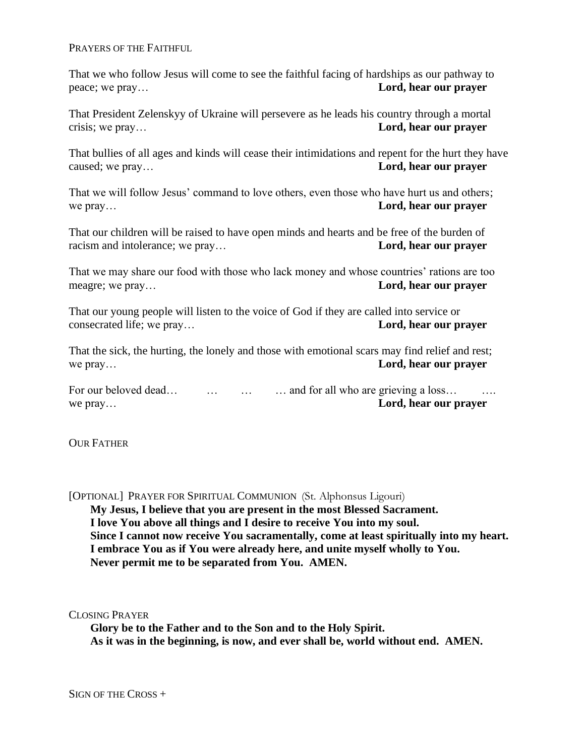PRAYERS OF THE FAITHFUL

That we who follow Jesus will come to see the faithful facing of hardships as our pathway to peace; we pray… **Lord, hear our prayer**

That President Zelenskyy of Ukraine will persevere as he leads his country through a mortal crisis; we pray… **Lord, hear our prayer**

That bullies of all ages and kinds will cease their intimidations and repent for the hurt they have caused; we pray… **Lord, hear our prayer**

That we will follow Jesus' command to love others, even those who have hurt us and others; we pray… **Lord, hear our prayer**

That our children will be raised to have open minds and hearts and be free of the burden of racism and intolerance; we pray… **Lord, hear our prayer**

That we may share our food with those who lack money and whose countries' rations are too meagre; we pray… **Lord, hear our prayer**

That our young people will listen to the voice of God if they are called into service or consecrated life; we pray… **Lord, hear our prayer**

That the sick, the hurting, the lonely and those with emotional scars may find relief and rest; we pray… **Lord, hear our prayer**

For our beloved dead… … … … and for all who are grieving a loss… …. we pray… **Lord, hear our prayer**

OUR FATHER

[OPTIONAL] PRAYER FOR SPIRITUAL COMMUNION (St. Alphonsus Ligouri)

**My Jesus, I believe that you are present in the most Blessed Sacrament.**
**I love You above all things and I desire to receive You into my soul.**
**Since I cannot now receive You sacramentally, come at least spiritually into my heart.**
**I embrace You as if You were already here, and unite myself wholly to You.**
**Never permit me to be separated from You. AMEN.**

CLOSING PRAYER

**Glory be to the Father and to the Son and to the Holy Spirit.**
**As it was in the beginning, is now, and ever shall be, world without end. AMEN.**

SIGN OF THE CROSS +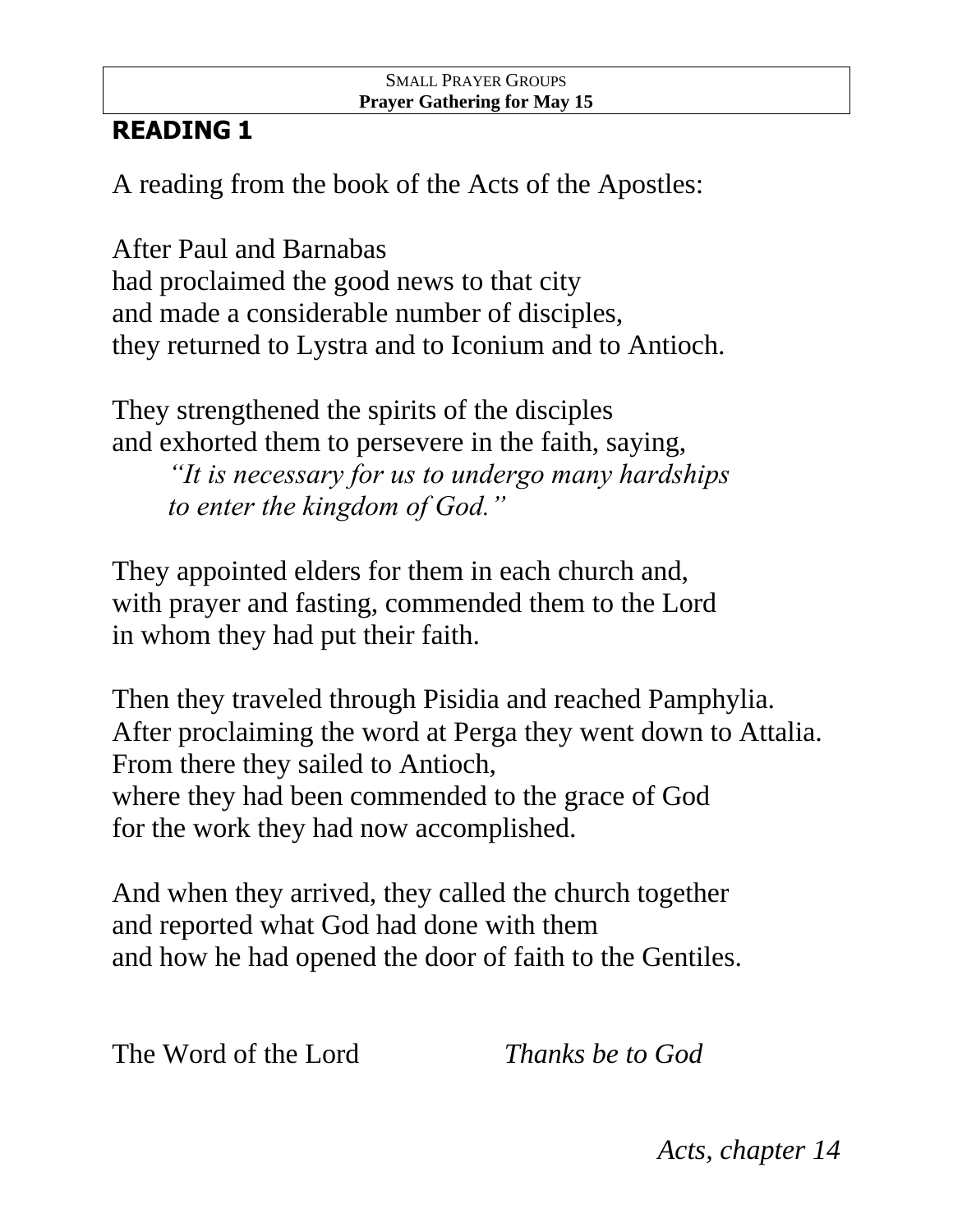# READING 1

A reading from the book of the Acts of the Apostles:

After Paul and Barnabas
had proclaimed the good news to that city
and made a considerable number of disciples,
they returned to Lystra and to Iconium and to Antioch.

They strengthened the spirits of the disciples
and exhorted them to persevere in the faith, saying,

> *"It is necessary for us to undergo many hardships*
> *to enter the kingdom of God."*

They appointed elders for them in each church and,
with prayer and fasting, commended them to the Lord
in whom they had put their faith.

Then they traveled through Pisidia and reached Pamphylia.
After proclaiming the word at Perga they went down to Attalia.
From there they sailed to Antioch,
where they had been commended to the grace of God
for the work they had now accomplished.

And when they arrived, they called the church together
and reported what God had done with them
and how he had opened the door of faith to the Gentiles.

The Word of the Lord *Thanks be to God*

*Acts, chapter 14*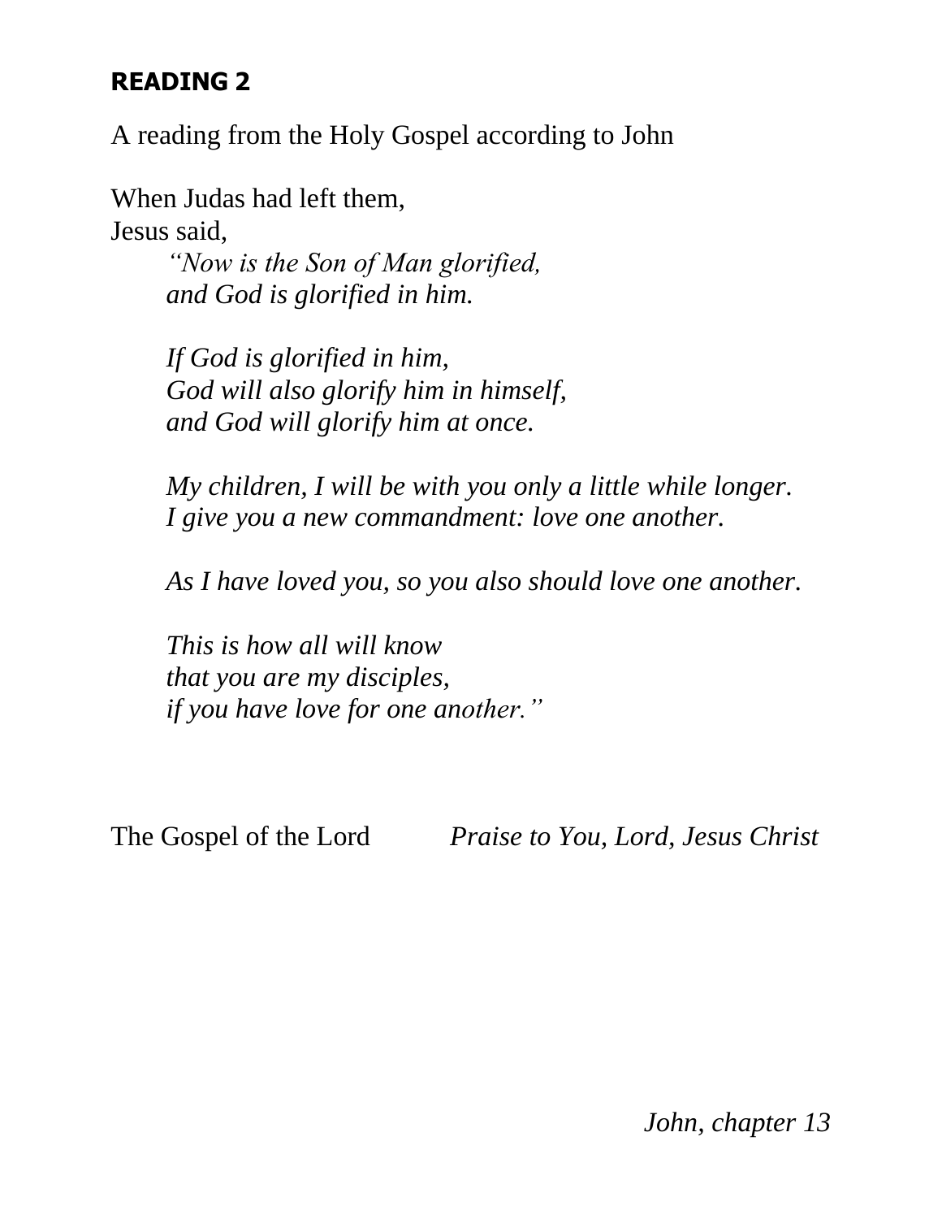**READING 2**

A reading from the Holy Gospel according to John

When Judas had left them,
Jesus said,

*"Now is the Son of Man glorified,*
*and God is glorified in him.*

*If God is glorified in him,*
*God will also glorify him in himself,*
*and God will glorify him at once.*

*My children, I will be with you only a little while longer.*
*I give you a new commandment: love one another.*

*As I have loved you, so you also should love one another.*

*This is how all will know*
*that you are my disciples,*
*if you have love for one another."*

The Gospel of the Lord *Praise to You, Lord, Jesus Christ*

*John, chapter 13*